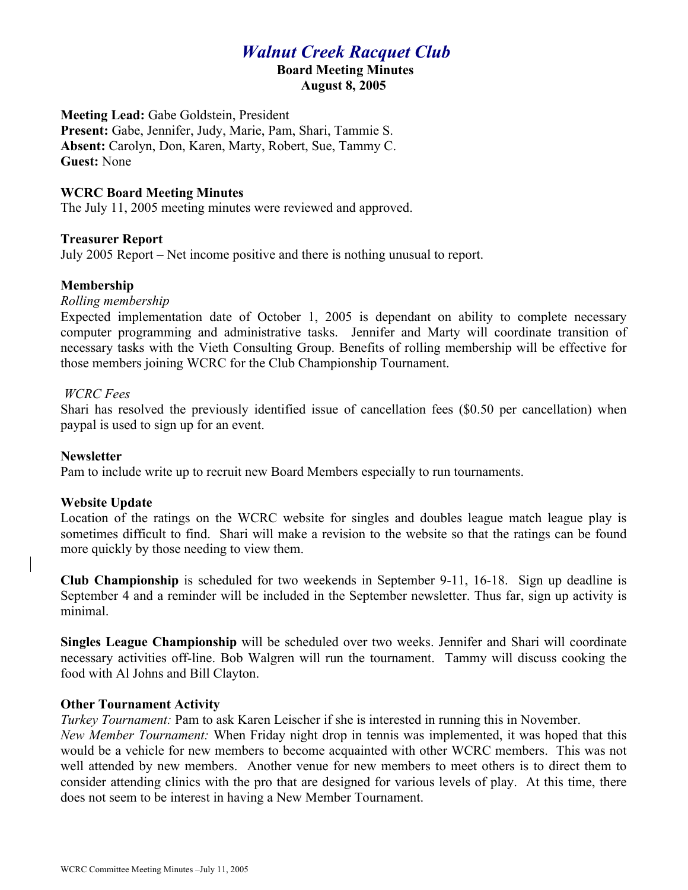# *Walnut Creek Racquet Club*

**Board Meeting Minutes**
**August 8, 2005**

**Meeting Lead:** Gabe Goldstein, President
**Present:** Gabe, Jennifer, Judy, Marie, Pam, Shari, Tammie S.
**Absent:** Carolyn, Don, Karen, Marty, Robert, Sue, Tammy C.
**Guest:** None

**WCRC Board Meeting Minutes**

The July 11, 2005 meeting minutes were reviewed and approved.

**Treasurer Report**

July 2005 Report – Net income positive and there is nothing unusual to report.

**Membership**

*Rolling membership*

Expected implementation date of October 1, 2005 is dependant on ability to complete necessary computer programming and administrative tasks. Jennifer and Marty will coordinate transition of necessary tasks with the Vieth Consulting Group. Benefits of rolling membership will be effective for those members joining WCRC for the Club Championship Tournament.

*WCRC Fees*

Shari has resolved the previously identified issue of cancellation fees ($0.50 per cancellation) when paypal is used to sign up for an event.

**Newsletter**

Pam to include write up to recruit new Board Members especially to run tournaments.

**Website Update**

Location of the ratings on the WCRC website for singles and doubles league match league play is sometimes difficult to find. Shari will make a revision to the website so that the ratings can be found more quickly by those needing to view them.

**Club Championship** is scheduled for two weekends in September 9-11, 16-18. Sign up deadline is September 4 and a reminder will be included in the September newsletter. Thus far, sign up activity is minimal.

**Singles League Championship** will be scheduled over two weeks. Jennifer and Shari will coordinate necessary activities off-line. Bob Walgren will run the tournament. Tammy will discuss cooking the food with Al Johns and Bill Clayton.

**Other Tournament Activity**

*Turkey Tournament:* Pam to ask Karen Leischer if she is interested in running this in November.

*New Member Tournament:* When Friday night drop in tennis was implemented, it was hoped that this would be a vehicle for new members to become acquainted with other WCRC members. This was not well attended by new members. Another venue for new members to meet others is to direct them to consider attending clinics with the pro that are designed for various levels of play. At this time, there does not seem to be interest in having a New Member Tournament.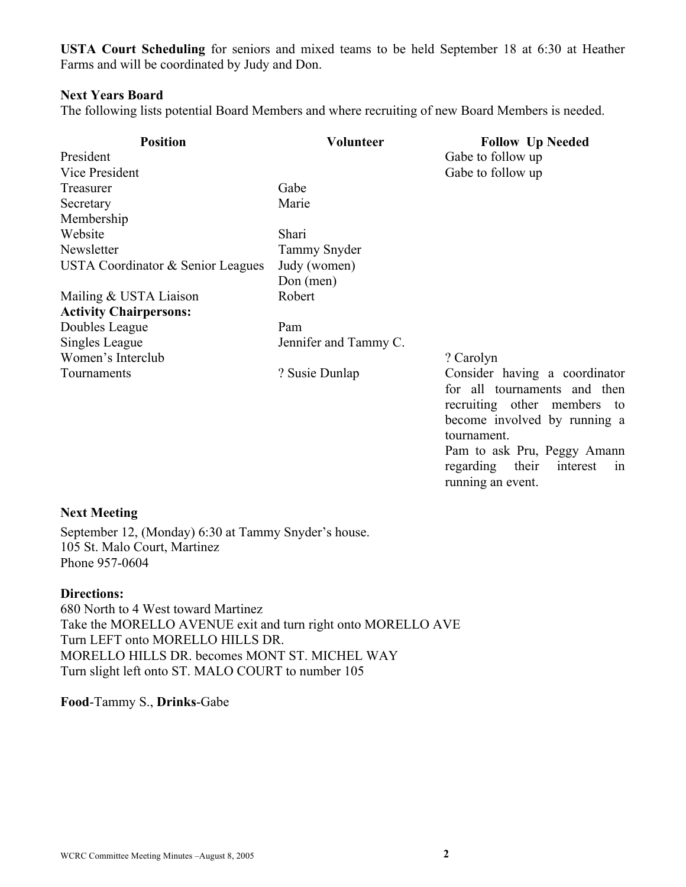**USTA Court Scheduling** for seniors and mixed teams to be held September 18 at 6:30 at Heather Farms and will be coordinated by Judy and Don.

**Next Years Board**

The following lists potential Board Members and where recruiting of new Board Members is needed.

| Position | Volunteer | Follow Up Needed |
|---|---|---|
| President | | Gabe to follow up |
| Vice President | | Gabe to follow up |
| Treasurer | Gabe | |
| Secretary | Marie | |
| Membership | | |
| Website | Shari | |
| Newsletter | Tammy Snyder | |
| USTA Coordinator & Senior Leagues | Judy (women)<br>Don (men) | |
| Mailing & USTA Liaison | Robert | |
| **Activity Chairpersons:** | | |
| Doubles League | Pam | |
| Singles League | Jennifer and Tammy C. | |
| Women's Interclub | | ? Carolyn |
| Tournaments | ? Susie Dunlap | Consider having a coordinator for all tournaments and then recruiting other members to become involved by running a tournament.<br>Pam to ask Pru, Peggy Amann regarding their interest in running an event. |

**Next Meeting**

September 12, (Monday) 6:30 at Tammy Snyder's house.
105 St. Malo Court, Martinez
Phone 957-0604

**Directions:**

680 North to 4 West toward Martinez
Take the MORELLO AVENUE exit and turn right onto MORELLO AVE
Turn LEFT onto MORELLO HILLS DR.
MORELLO HILLS DR. becomes MONT ST. MICHEL WAY
Turn slight left onto ST. MALO COURT to number 105

**Food**-Tammy S., **Drinks**-Gabe